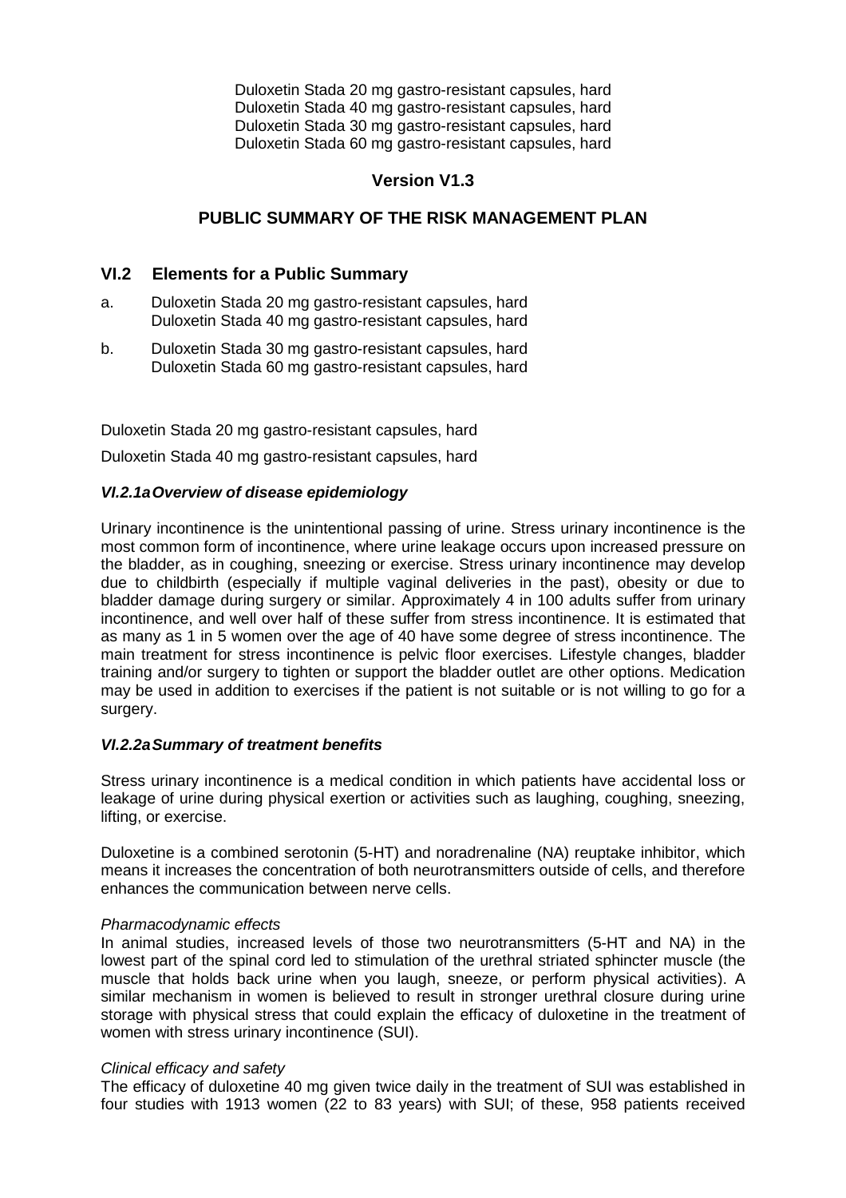Duloxetin Stada 20 mg gastro-resistant capsules, hard
Duloxetin Stada 40 mg gastro-resistant capsules, hard
Duloxetin Stada 30 mg gastro-resistant capsules, hard
Duloxetin Stada 60 mg gastro-resistant capsules, hard

**Version V1.3**

**PUBLIC SUMMARY OF THE RISK MANAGEMENT PLAN**

## VI.2 Elements for a Public Summary

a. Duloxetin Stada 20 mg gastro-resistant capsules, hard
   Duloxetin Stada 40 mg gastro-resistant capsules, hard

b. Duloxetin Stada 30 mg gastro-resistant capsules, hard
   Duloxetin Stada 60 mg gastro-resistant capsules, hard

Duloxetin Stada 20 mg gastro-resistant capsules, hard

Duloxetin Stada 40 mg gastro-resistant capsules, hard

### *VI.2.1a Overview of disease epidemiology*

Urinary incontinence is the unintentional passing of urine. Stress urinary incontinence is the most common form of incontinence, where urine leakage occurs upon increased pressure on the bladder, as in coughing, sneezing or exercise. Stress urinary incontinence may develop due to childbirth (especially if multiple vaginal deliveries in the past), obesity or due to bladder damage during surgery or similar. Approximately 4 in 100 adults suffer from urinary incontinence, and well over half of these suffer from stress incontinence. It is estimated that as many as 1 in 5 women over the age of 40 have some degree of stress incontinence. The main treatment for stress incontinence is pelvic floor exercises. Lifestyle changes, bladder training and/or surgery to tighten or support the bladder outlet are other options. Medication may be used in addition to exercises if the patient is not suitable or is not willing to go for a surgery.

### *VI.2.2a Summary of treatment benefits*

Stress urinary incontinence is a medical condition in which patients have accidental loss or leakage of urine during physical exertion or activities such as laughing, coughing, sneezing, lifting, or exercise.

Duloxetine is a combined serotonin (5-HT) and noradrenaline (NA) reuptake inhibitor, which means it increases the concentration of both neurotransmitters outside of cells, and therefore enhances the communication between nerve cells.

*Pharmacodynamic effects*
In animal studies, increased levels of those two neurotransmitters (5-HT and NA) in the lowest part of the spinal cord led to stimulation of the urethral striated sphincter muscle (the muscle that holds back urine when you laugh, sneeze, or perform physical activities). A similar mechanism in women is believed to result in stronger urethral closure during urine storage with physical stress that could explain the efficacy of duloxetine in the treatment of women with stress urinary incontinence (SUI).

*Clinical efficacy and safety*
The efficacy of duloxetine 40 mg given twice daily in the treatment of SUI was established in four studies with 1913 women (22 to 83 years) with SUI; of these, 958 patients received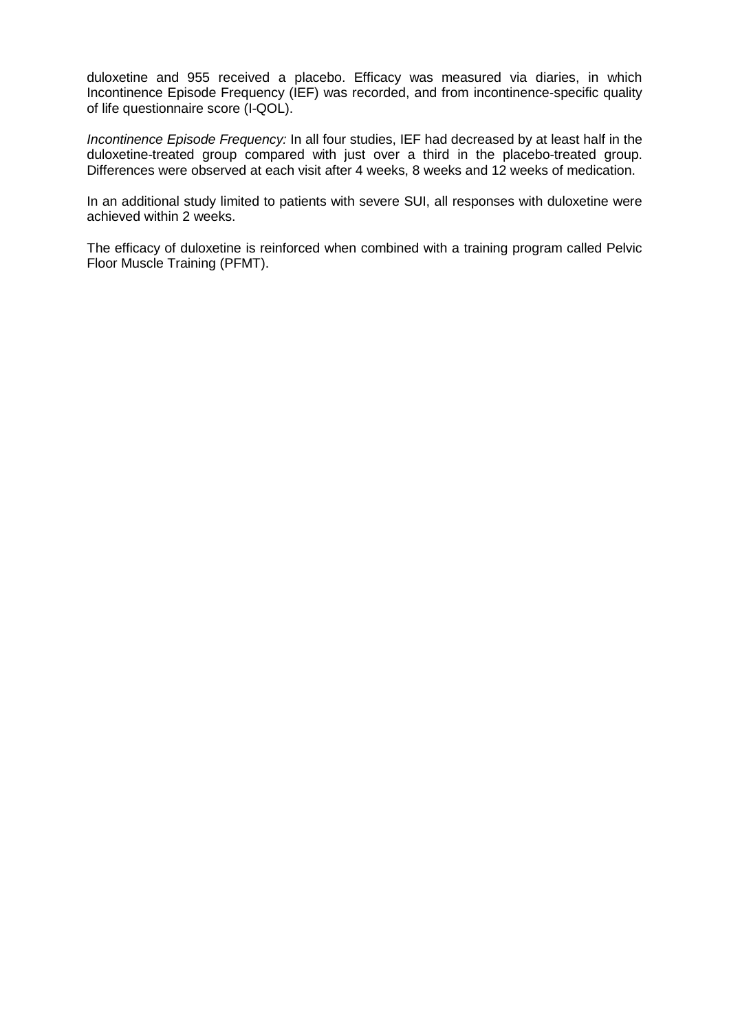duloxetine and 955 received a placebo. Efficacy was measured via diaries, in which Incontinence Episode Frequency (IEF) was recorded, and from incontinence-specific quality of life questionnaire score (I-QOL).

*Incontinence Episode Frequency:* In all four studies, IEF had decreased by at least half in the duloxetine-treated group compared with just over a third in the placebo-treated group. Differences were observed at each visit after 4 weeks, 8 weeks and 12 weeks of medication.

In an additional study limited to patients with severe SUI, all responses with duloxetine were achieved within 2 weeks.

The efficacy of duloxetine is reinforced when combined with a training program called Pelvic Floor Muscle Training (PFMT).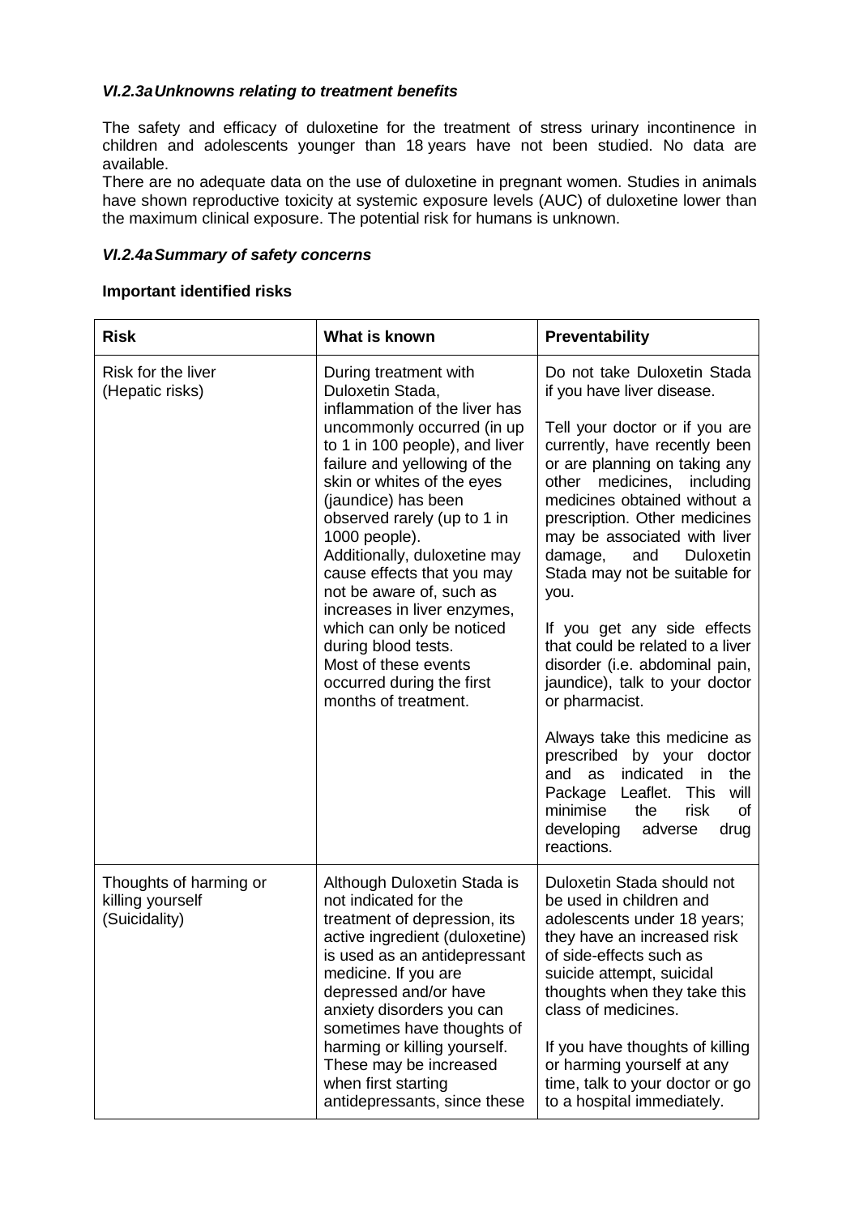### *VI.2.3a Unknowns relating to treatment benefits*

The safety and efficacy of duloxetine for the treatment of stress urinary incontinence in children and adolescents younger than 18 years have not been studied. No data are available.
There are no adequate data on the use of duloxetine in pregnant women. Studies in animals have shown reproductive toxicity at systemic exposure levels (AUC) of duloxetine lower than the maximum clinical exposure. The potential risk for humans is unknown.

### *VI.2.4a Summary of safety concerns*

**Important identified risks**

| Risk | What is known | Preventability |
|---|---|---|
| Risk for the liver (Hepatic risks) | During treatment with Duloxetin Stada, inflammation of the liver has uncommonly occurred (in up to 1 in 100 people), and liver failure and yellowing of the skin or whites of the eyes (jaundice) has been observed rarely (up to 1 in 1000 people). Additionally, duloxetine may cause effects that you may not be aware of, such as increases in liver enzymes, which can only be noticed during blood tests. Most of these events occurred during the first months of treatment. | Do not take Duloxetin Stada if you have liver disease.<br><br>Tell your doctor or if you are currently, have recently been or are planning on taking any other medicines, including medicines obtained without a prescription. Other medicines may be associated with liver damage, and Duloxetin Stada may not be suitable for you.<br><br>If you get any side effects that could be related to a liver disorder (i.e. abdominal pain, jaundice), talk to your doctor or pharmacist.<br><br>Always take this medicine as prescribed by your doctor and as indicated in the Package Leaflet. This will minimise the risk of developing adverse drug reactions. |
| Thoughts of harming or killing yourself (Suicidality) | Although Duloxetin Stada is not indicated for the treatment of depression, its active ingredient (duloxetine) is used as an antidepressant medicine. If you are depressed and/or have anxiety disorders you can sometimes have thoughts of harming or killing yourself. These may be increased when first starting antidepressants, since these | Duloxetin Stada should not be used in children and adolescents under 18 years; they have an increased risk of side-effects such as suicide attempt, suicidal thoughts when they take this class of medicines.<br><br>If you have thoughts of killing or harming yourself at any time, talk to your doctor or go to a hospital immediately. |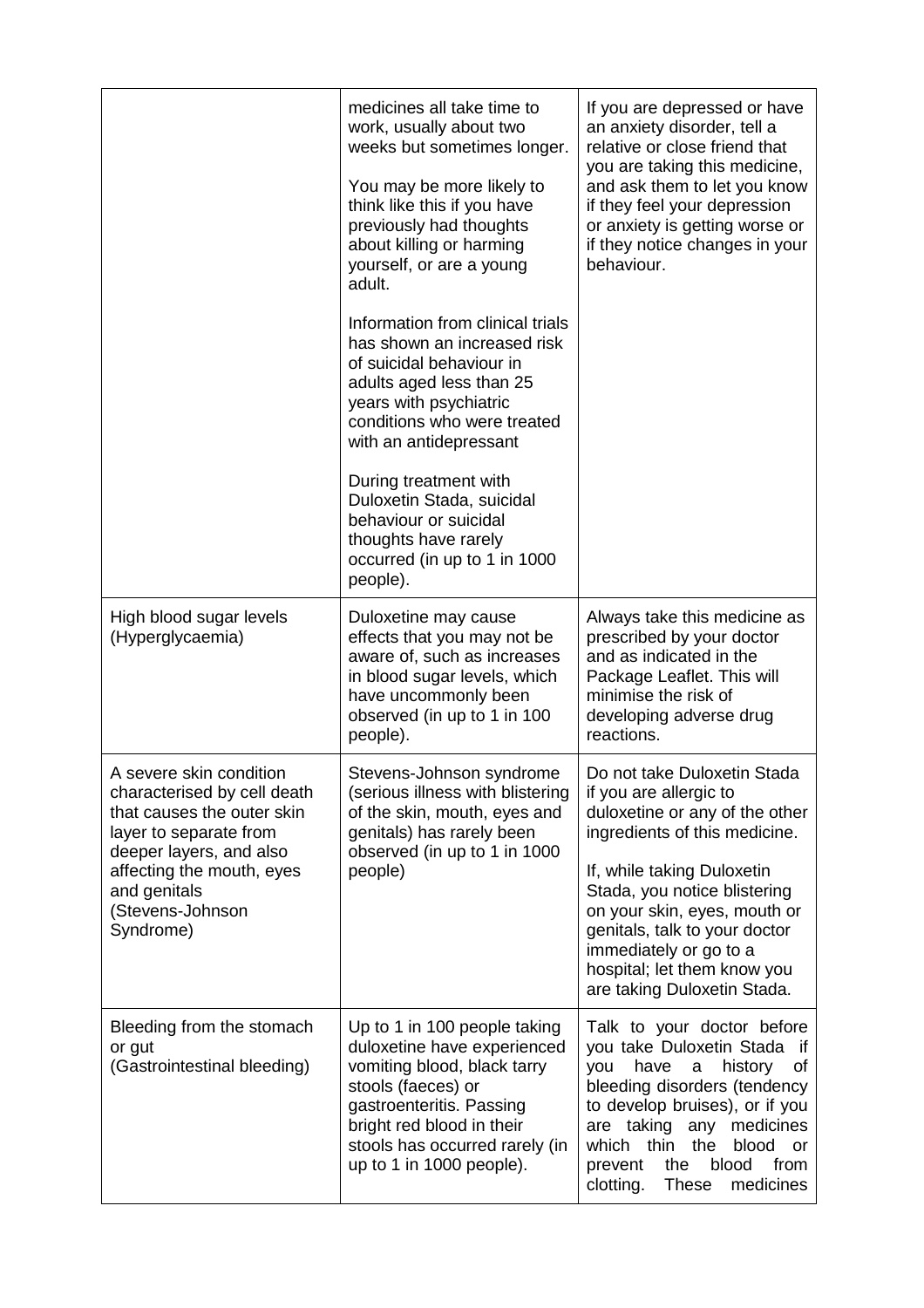| | | |
|---|---|---|
| | medicines all take time to work, usually about two weeks but sometimes longer.<br><br>You may be more likely to think like this if you have previously had thoughts about killing or harming yourself, or are a young adult.<br><br>Information from clinical trials has shown an increased risk of suicidal behaviour in adults aged less than 25 years with psychiatric conditions who were treated with an antidepressant<br><br>During treatment with Duloxetin Stada, suicidal behaviour or suicidal thoughts have rarely occurred (in up to 1 in 1000 people). | If you are depressed or have an anxiety disorder, tell a relative or close friend that you are taking this medicine, and ask them to let you know if they feel your depression or anxiety is getting worse or if they notice changes in your behaviour. |
| High blood sugar levels (Hyperglycaemia) | Duloxetine may cause effects that you may not be aware of, such as increases in blood sugar levels, which have uncommonly been observed (in up to 1 in 100 people). | Always take this medicine as prescribed by your doctor and as indicated in the Package Leaflet. This will minimise the risk of developing adverse drug reactions. |
| A severe skin condition characterised by cell death that causes the outer skin layer to separate from deeper layers, and also affecting the mouth, eyes and genitals (Stevens-Johnson Syndrome) | Stevens-Johnson syndrome (serious illness with blistering of the skin, mouth, eyes and genitals) has rarely been observed (in up to 1 in 1000 people) | Do not take Duloxetin Stada if you are allergic to duloxetine or any of the other ingredients of this medicine.<br><br>If, while taking Duloxetin Stada, you notice blistering on your skin, eyes, mouth or genitals, talk to your doctor immediately or go to a hospital; let them know you are taking Duloxetin Stada. |
| Bleeding from the stomach or gut (Gastrointestinal bleeding) | Up to 1 in 100 people taking duloxetine have experienced vomiting blood, black tarry stools (faeces) or gastroenteritis. Passing bright red blood in their stools has occurred rarely (in up to 1 in 1000 people). | Talk to your doctor before you take Duloxetin Stada if you have a history of bleeding disorders (tendency to develop bruises), or if you are taking any medicines which thin the blood or prevent the blood from clotting. These medicines |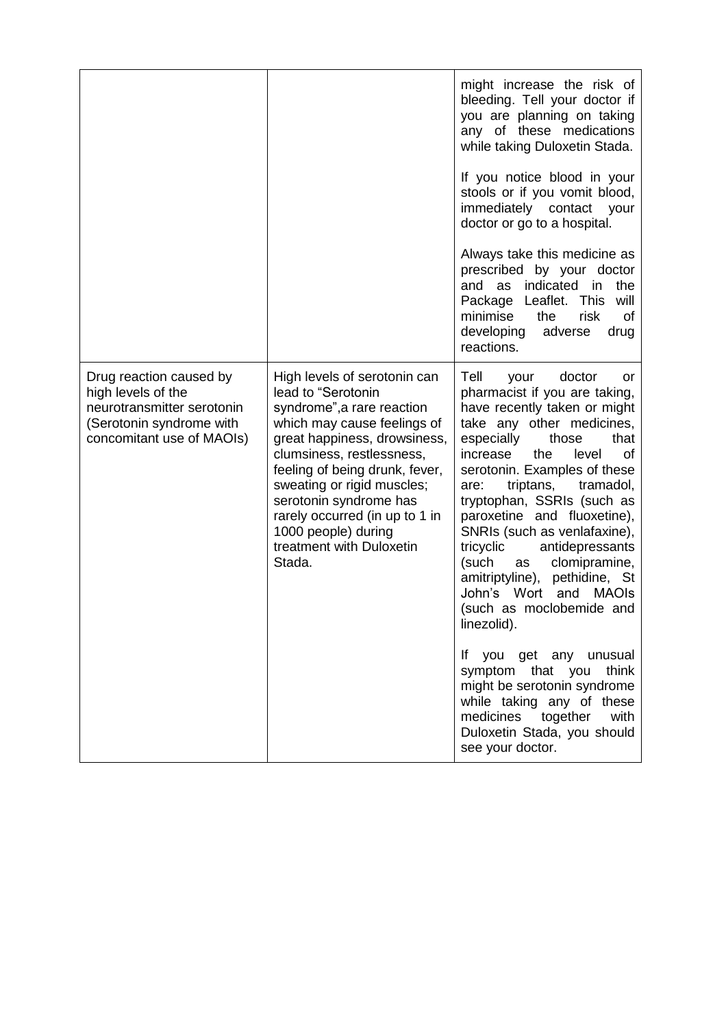| | | |
|---|---|---|
| | | might increase the risk of bleeding. Tell your doctor if you are planning on taking any of these medications while taking Duloxetin Stada.<br><br>If you notice blood in your stools or if you vomit blood, immediately contact your doctor or go to a hospital.<br><br>Always take this medicine as prescribed by your doctor and as indicated in the Package Leaflet. This will minimise the risk of developing adverse drug reactions. |
| Drug reaction caused by high levels of the neurotransmitter serotonin (Serotonin syndrome with concomitant use of MAOIs) | High levels of serotonin can lead to "Serotonin syndrome",a rare reaction which may cause feelings of great happiness, drowsiness, clumsiness, restlessness, feeling of being drunk, fever, sweating or rigid muscles; serotonin syndrome has rarely occurred (in up to 1 in 1000 people) during treatment with Duloxetin Stada. | Tell your doctor or pharmacist if you are taking, have recently taken or might take any other medicines, especially those that increase the level of serotonin. Examples of these are: triptans, tramadol, tryptophan, SSRIs (such as paroxetine and fluoxetine), SNRIs (such as venlafaxine), tricyclic antidepressants (such as clomipramine, amitriptyline), pethidine, St John's Wort and MAOIs (such as moclobemide and linezolid).<br><br>If you get any unusual symptom that you think might be serotonin syndrome while taking any of these medicines together with Duloxetin Stada, you should see your doctor. |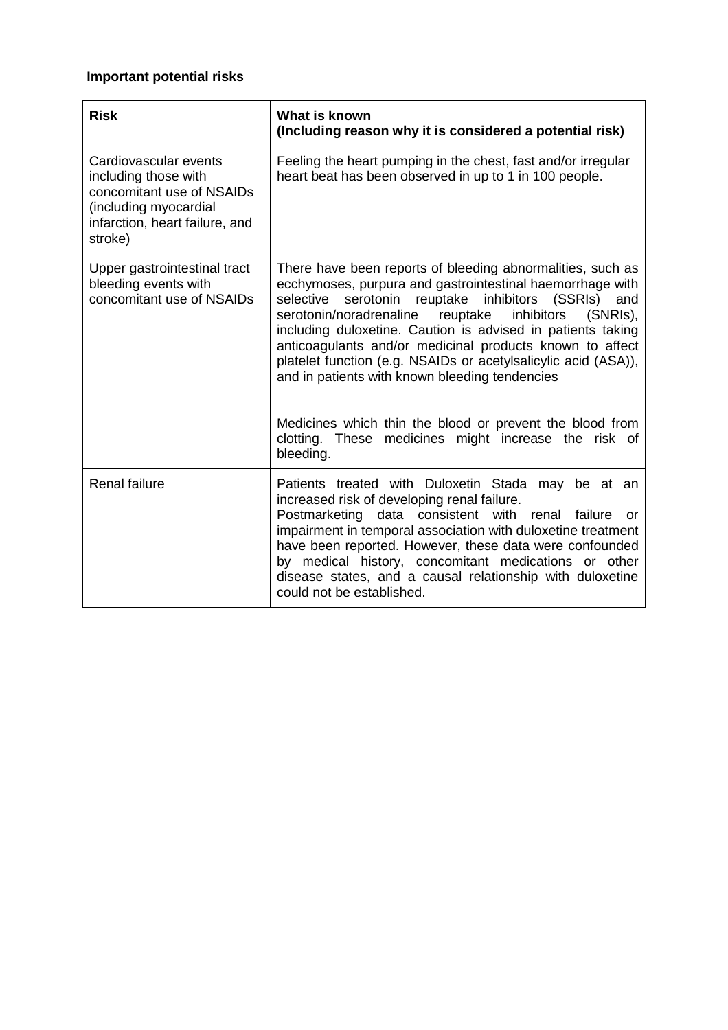**Important potential risks**

| **Risk** | **What is known (Including reason why it is considered a potential risk)** |
|---|---|
| Cardiovascular events including those with concomitant use of NSAIDs (including myocardial infarction, heart failure, and stroke) | Feeling the heart pumping in the chest, fast and/or irregular heart beat has been observed in up to 1 in 100 people. |
| Upper gastrointestinal tract bleeding events with concomitant use of NSAIDs | There have been reports of bleeding abnormalities, such as ecchymoses, purpura and gastrointestinal haemorrhage with selective serotonin reuptake inhibitors (SSRIs) and serotonin/noradrenaline reuptake inhibitors (SNRIs), including duloxetine. Caution is advised in patients taking anticoagulants and/or medicinal products known to affect platelet function (e.g. NSAIDs or acetylsalicylic acid (ASA)), and in patients with known bleeding tendencies<br><br>Medicines which thin the blood or prevent the blood from clotting. These medicines might increase the risk of bleeding. |
| Renal failure | Patients treated with Duloxetin Stada may be at an increased risk of developing renal failure.<br>Postmarketing data consistent with renal failure or impairment in temporal association with duloxetine treatment have been reported. However, these data were confounded by medical history, concomitant medications or other disease states, and a causal relationship with duloxetine could not be established. |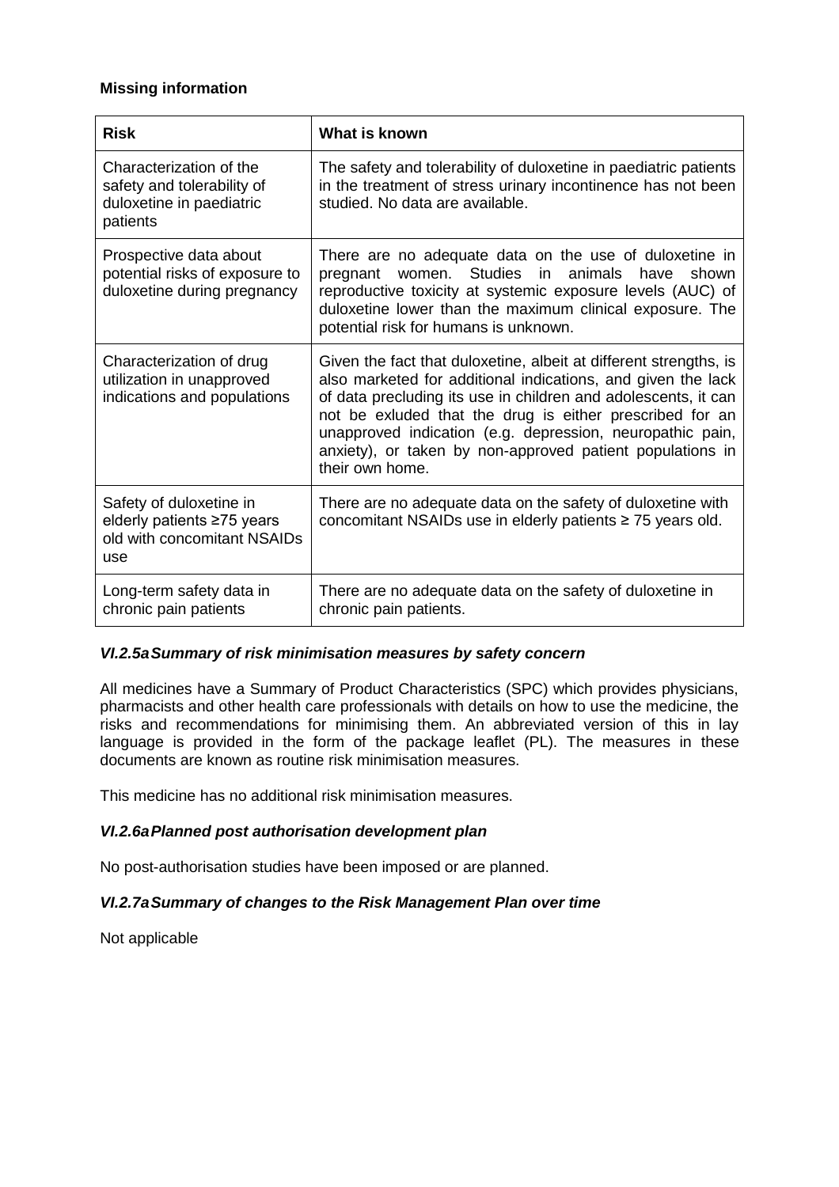**Missing information**

| Risk | What is known |
|---|---|
| Characterization of the safety and tolerability of duloxetine in paediatric patients | The safety and tolerability of duloxetine in paediatric patients in the treatment of stress urinary incontinence has not been studied. No data are available. |
| Prospective data about potential risks of exposure to duloxetine during pregnancy | There are no adequate data on the use of duloxetine in pregnant women. Studies in animals have shown reproductive toxicity at systemic exposure levels (AUC) of duloxetine lower than the maximum clinical exposure. The potential risk for humans is unknown. |
| Characterization of drug utilization in unapproved indications and populations | Given the fact that duloxetine, albeit at different strengths, is also marketed for additional indications, and given the lack of data precluding its use in children and adolescents, it can not be exluded that the drug is either prescribed for an unapproved indication (e.g. depression, neuropathic pain, anxiety), or taken by non-approved patient populations in their own home. |
| Safety of duloxetine in elderly patients ≥75 years old with concomitant NSAIDs use | There are no adequate data on the safety of duloxetine with concomitant NSAIDs use in elderly patients ≥ 75 years old. |
| Long-term safety data in chronic pain patients | There are no adequate data on the safety of duloxetine in chronic pain patients. |

### *VI.2.5a Summary of risk minimisation measures by safety concern*

All medicines have a Summary of Product Characteristics (SPC) which provides physicians, pharmacists and other health care professionals with details on how to use the medicine, the risks and recommendations for minimising them. An abbreviated version of this in lay language is provided in the form of the package leaflet (PL). The measures in these documents are known as routine risk minimisation measures.

This medicine has no additional risk minimisation measures.

### *VI.2.6a Planned post authorisation development plan*

No post-authorisation studies have been imposed or are planned.

### *VI.2.7a Summary of changes to the Risk Management Plan over time*

Not applicable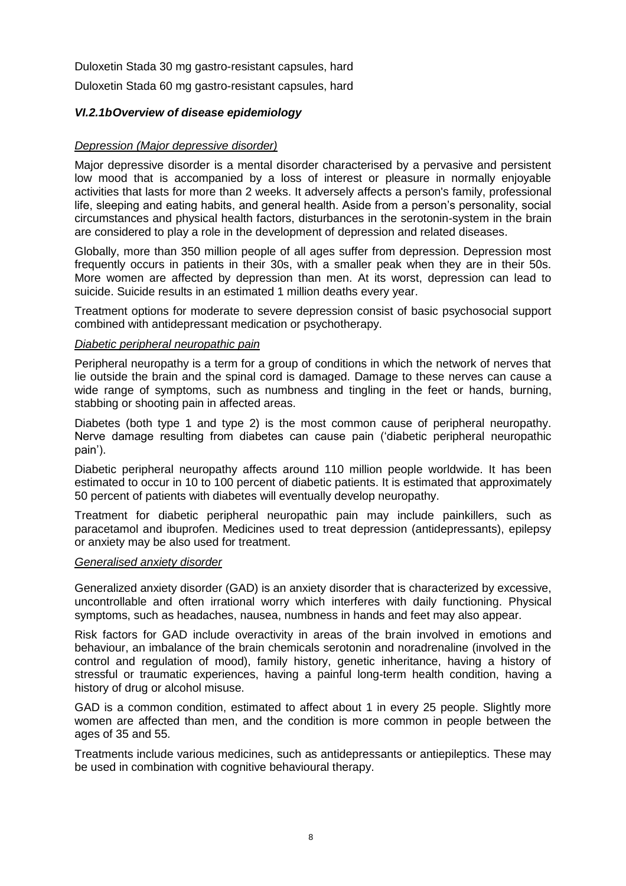Duloxetin Stada 30 mg gastro-resistant capsules, hard

Duloxetin Stada 60 mg gastro-resistant capsules, hard

### *VI.2.1bOverview of disease epidemiology*

*Depression (Major depressive disorder)*

Major depressive disorder is a mental disorder characterised by a pervasive and persistent low mood that is accompanied by a loss of interest or pleasure in normally enjoyable activities that lasts for more than 2 weeks. It adversely affects a person's family, professional life, sleeping and eating habits, and general health. Aside from a person's personality, social circumstances and physical health factors, disturbances in the serotonin-system in the brain are considered to play a role in the development of depression and related diseases.

Globally, more than 350 million people of all ages suffer from depression. Depression most frequently occurs in patients in their 30s, with a smaller peak when they are in their 50s. More women are affected by depression than men. At its worst, depression can lead to suicide. Suicide results in an estimated 1 million deaths every year.

Treatment options for moderate to severe depression consist of basic psychosocial support combined with antidepressant medication or psychotherapy.

*Diabetic peripheral neuropathic pain*

Peripheral neuropathy is a term for a group of conditions in which the network of nerves that lie outside the brain and the spinal cord is damaged. Damage to these nerves can cause a wide range of symptoms, such as numbness and tingling in the feet or hands, burning, stabbing or shooting pain in affected areas.

Diabetes (both type 1 and type 2) is the most common cause of peripheral neuropathy. Nerve damage resulting from diabetes can cause pain ('diabetic peripheral neuropathic pain').

Diabetic peripheral neuropathy affects around 110 million people worldwide. It has been estimated to occur in 10 to 100 percent of diabetic patients. It is estimated that approximately 50 percent of patients with diabetes will eventually develop neuropathy.

Treatment for diabetic peripheral neuropathic pain may include painkillers, such as paracetamol and ibuprofen. Medicines used to treat depression (antidepressants), epilepsy or anxiety may be also used for treatment.

*Generalised anxiety disorder*

Generalized anxiety disorder (GAD) is an anxiety disorder that is characterized by excessive, uncontrollable and often irrational worry which interferes with daily functioning. Physical symptoms, such as headaches, nausea, numbness in hands and feet may also appear.

Risk factors for GAD include overactivity in areas of the brain involved in emotions and behaviour, an imbalance of the brain chemicals serotonin and noradrenaline (involved in the control and regulation of mood), family history, genetic inheritance, having a history of stressful or traumatic experiences, having a painful long-term health condition, having a history of drug or alcohol misuse.

GAD is a common condition, estimated to affect about 1 in every 25 people. Slightly more women are affected than men, and the condition is more common in people between the ages of 35 and 55.

Treatments include various medicines, such as antidepressants or antiepileptics. These may be used in combination with cognitive behavioural therapy.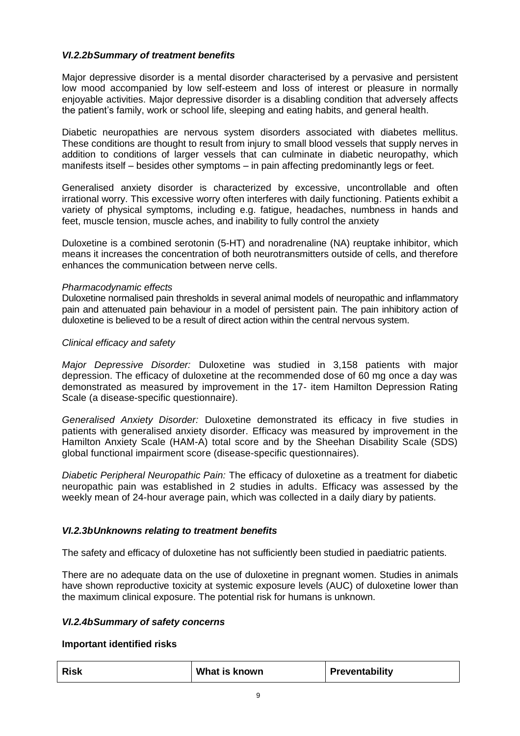### *VI.2.2bSummary of treatment benefits*

Major depressive disorder is a mental disorder characterised by a pervasive and persistent low mood accompanied by low self-esteem and loss of interest or pleasure in normally enjoyable activities. Major depressive disorder is a disabling condition that adversely affects the patient's family, work or school life, sleeping and eating habits, and general health.

Diabetic neuropathies are nervous system disorders associated with diabetes mellitus. These conditions are thought to result from injury to small blood vessels that supply nerves in addition to conditions of larger vessels that can culminate in diabetic neuropathy, which manifests itself – besides other symptoms – in pain affecting predominantly legs or feet.

Generalised anxiety disorder is characterized by excessive, uncontrollable and often irrational worry. This excessive worry often interferes with daily functioning. Patients exhibit a variety of physical symptoms, including e.g. fatigue, headaches, numbness in hands and feet, muscle tension, muscle aches, and inability to fully control the anxiety

Duloxetine is a combined serotonin (5-HT) and noradrenaline (NA) reuptake inhibitor, which means it increases the concentration of both neurotransmitters outside of cells, and therefore enhances the communication between nerve cells.

*Pharmacodynamic effects*

Duloxetine normalised pain thresholds in several animal models of neuropathic and inflammatory pain and attenuated pain behaviour in a model of persistent pain. The pain inhibitory action of duloxetine is believed to be a result of direct action within the central nervous system.

*Clinical efficacy and safety*

*Major Depressive Disorder:* Duloxetine was studied in 3,158 patients with major depression. The efficacy of duloxetine at the recommended dose of 60 mg once a day was demonstrated as measured by improvement in the 17- item Hamilton Depression Rating Scale (a disease-specific questionnaire).

*Generalised Anxiety Disorder:* Duloxetine demonstrated its efficacy in five studies in patients with generalised anxiety disorder. Efficacy was measured by improvement in the Hamilton Anxiety Scale (HAM-A) total score and by the Sheehan Disability Scale (SDS) global functional impairment score (disease-specific questionnaires).

*Diabetic Peripheral Neuropathic Pain:* The efficacy of duloxetine as a treatment for diabetic neuropathic pain was established in 2 studies in adults. Efficacy was assessed by the weekly mean of 24-hour average pain, which was collected in a daily diary by patients.

### *VI.2.3bUnknowns relating to treatment benefits*

The safety and efficacy of duloxetine has not sufficiently been studied in paediatric patients.

There are no adequate data on the use of duloxetine in pregnant women. Studies in animals have shown reproductive toxicity at systemic exposure levels (AUC) of duloxetine lower than the maximum clinical exposure. The potential risk for humans is unknown.

### *VI.2.4bSummary of safety concerns*

**Important identified risks**

| Risk | What is known | Preventability |
|---|---|---|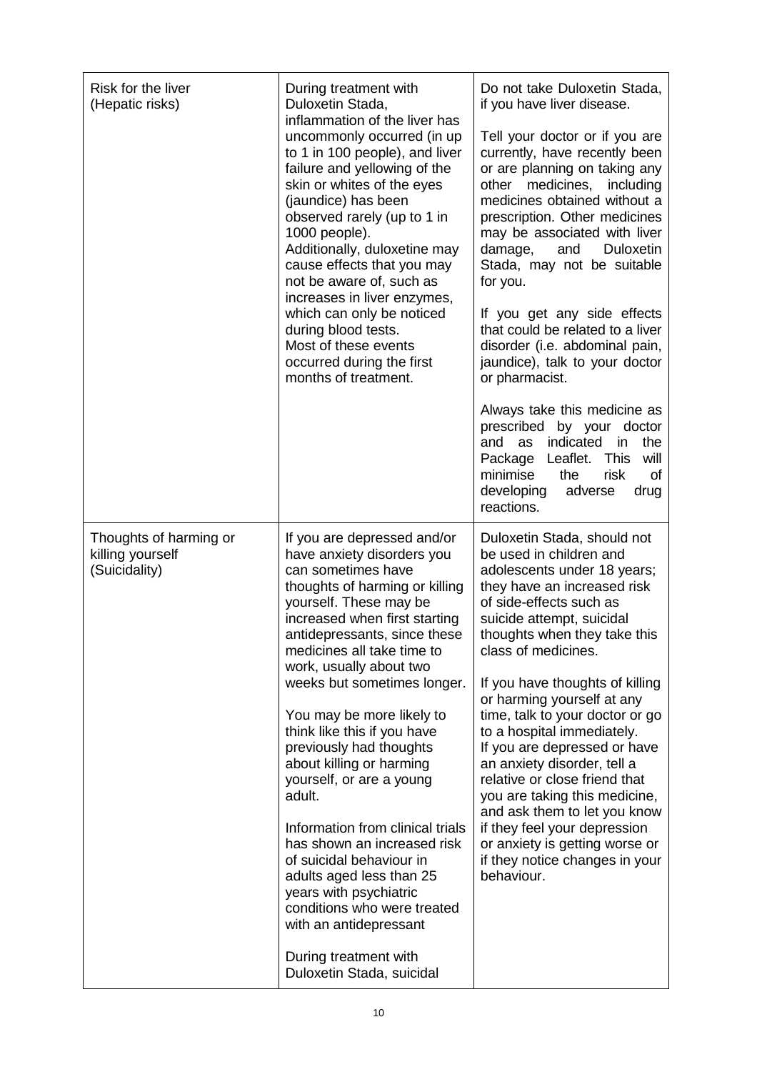| | | |
|---|---|---|
| Risk for the liver (Hepatic risks) | During treatment with Duloxetin Stada, inflammation of the liver has uncommonly occurred (in up to 1 in 100 people), and liver failure and yellowing of the skin or whites of the eyes (jaundice) has been observed rarely (up to 1 in 1000 people).<br>Additionally, duloxetine may cause effects that you may not be aware of, such as increases in liver enzymes, which can only be noticed during blood tests.<br>Most of these events occurred during the first months of treatment. | Do not take Duloxetin Stada, if you have liver disease.<br><br>Tell your doctor or if you are currently, have recently been or are planning on taking any other medicines, including medicines obtained without a prescription. Other medicines may be associated with liver damage, and Duloxetin Stada, may not be suitable for you.<br><br>If you get any side effects that could be related to a liver disorder (i.e. abdominal pain, jaundice), talk to your doctor or pharmacist.<br><br>Always take this medicine as prescribed by your doctor and as indicated in the Package Leaflet. This will minimise the risk of developing adverse drug reactions. |
| Thoughts of harming or killing yourself (Suicidality) | If you are depressed and/or have anxiety disorders you can sometimes have thoughts of harming or killing yourself. These may be increased when first starting antidepressants, since these medicines all take time to work, usually about two weeks but sometimes longer.<br><br>You may be more likely to think like this if you have previously had thoughts about killing or harming yourself, or are a young adult.<br><br>Information from clinical trials has shown an increased risk of suicidal behaviour in adults aged less than 25 years with psychiatric conditions who were treated with an antidepressant<br><br>During treatment with Duloxetin Stada, suicidal | Duloxetin Stada, should not be used in children and adolescents under 18 years; they have an increased risk of side-effects such as suicide attempt, suicidal thoughts when they take this class of medicines.<br><br>If you have thoughts of killing or harming yourself at any time, talk to your doctor or go to a hospital immediately.<br>If you are depressed or have an anxiety disorder, tell a relative or close friend that you are taking this medicine, and ask them to let you know if they feel your depression or anxiety is getting worse or if they notice changes in your behaviour. |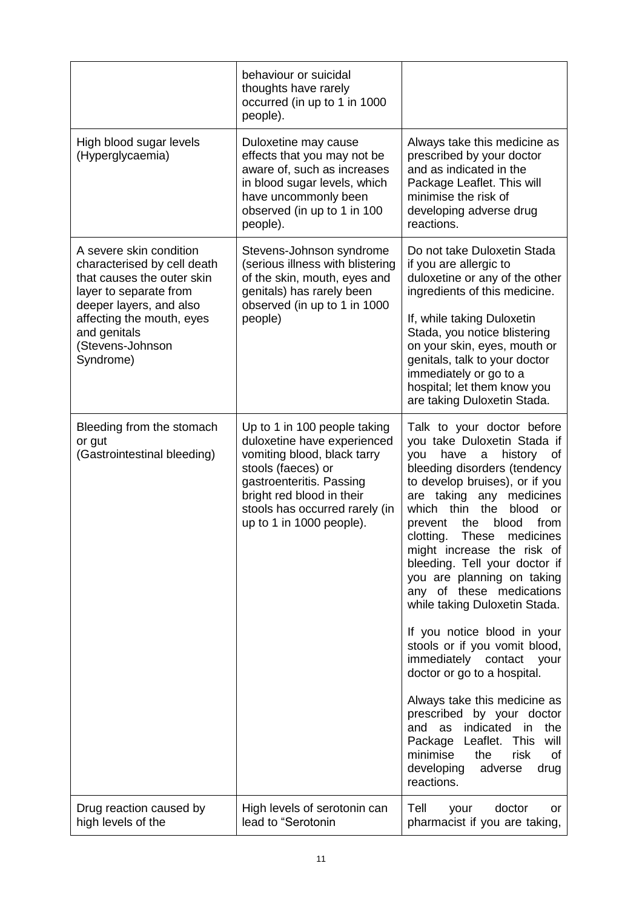| | | |
|---|---|---|
| | behaviour or suicidal thoughts have rarely occurred (in up to 1 in 1000 people). | |
| High blood sugar levels (Hyperglycaemia) | Duloxetine may cause effects that you may not be aware of, such as increases in blood sugar levels, which have uncommonly been observed (in up to 1 in 100 people). | Always take this medicine as prescribed by your doctor and as indicated in the Package Leaflet. This will minimise the risk of developing adverse drug reactions. |
| A severe skin condition characterised by cell death that causes the outer skin layer to separate from deeper layers, and also affecting the mouth, eyes and genitals (Stevens-Johnson Syndrome) | Stevens-Johnson syndrome (serious illness with blistering of the skin, mouth, eyes and genitals) has rarely been observed (in up to 1 in 1000 people) | Do not take Duloxetin Stada if you are allergic to duloxetine or any of the other ingredients of this medicine.<br><br>If, while taking Duloxetin Stada, you notice blistering on your skin, eyes, mouth or genitals, talk to your doctor immediately or go to a hospital; let them know you are taking Duloxetin Stada. |
| Bleeding from the stomach or gut (Gastrointestinal bleeding) | Up to 1 in 100 people taking duloxetine have experienced vomiting blood, black tarry stools (faeces) or gastroenteritis. Passing bright red blood in their stools has occurred rarely (in up to 1 in 1000 people). | Talk to your doctor before you take Duloxetin Stada if you have a history of bleeding disorders (tendency to develop bruises), or if you are taking any medicines which thin the blood or prevent the blood from clotting. These medicines might increase the risk of bleeding. Tell your doctor if you are planning on taking any of these medications while taking Duloxetin Stada.<br><br>If you notice blood in your stools or if you vomit blood, immediately contact your doctor or go to a hospital.<br><br>Always take this medicine as prescribed by your doctor and as indicated in the Package Leaflet. This will minimise the risk of developing adverse drug reactions. |
| Drug reaction caused by high levels of the | High levels of serotonin can lead to "Serotonin | Tell your doctor or pharmacist if you are taking, |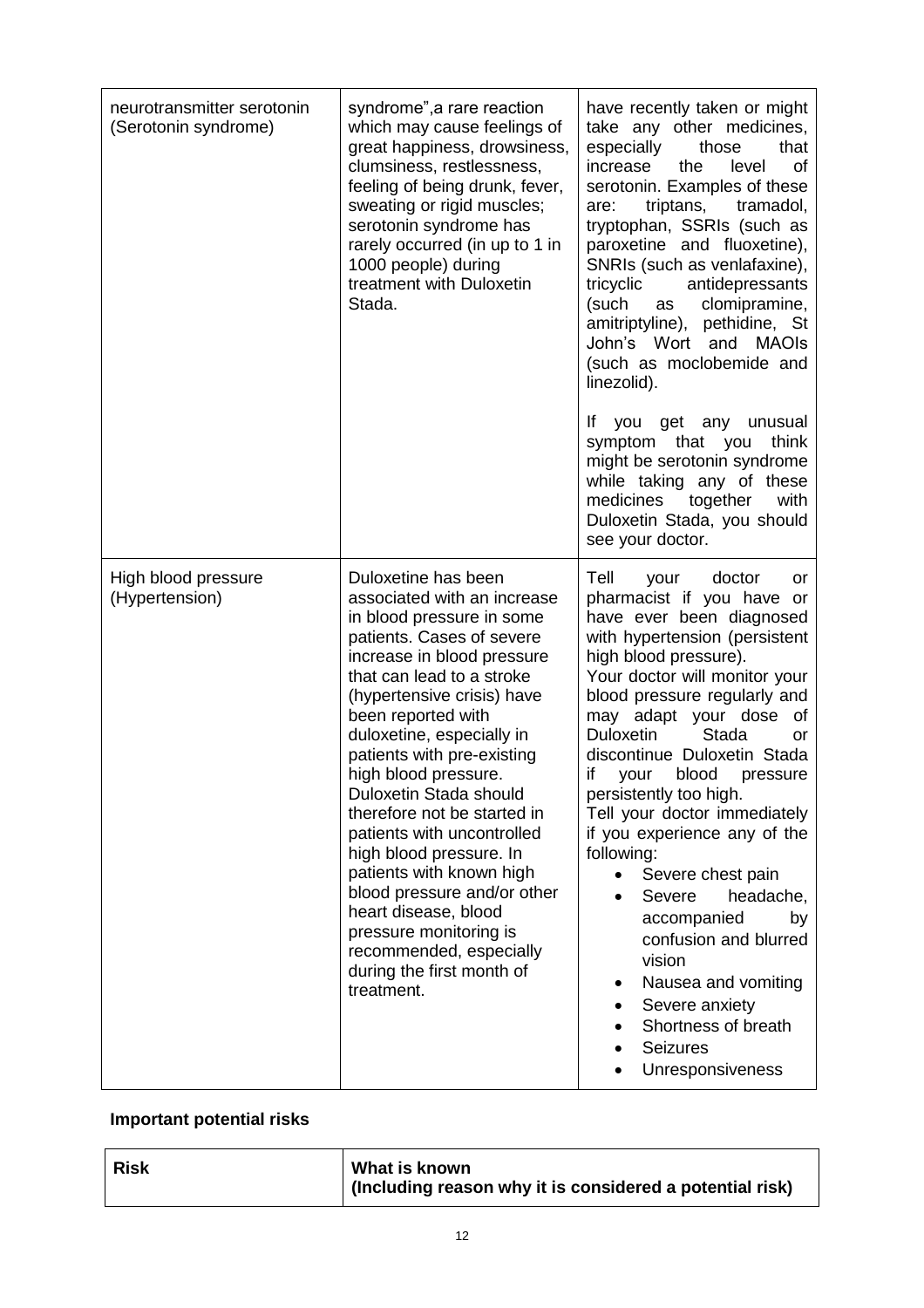| | | |
|---|---|---|
| neurotransmitter serotonin (Serotonin syndrome) | syndrome",a rare reaction which may cause feelings of great happiness, drowsiness, clumsiness, restlessness, feeling of being drunk, fever, sweating or rigid muscles; serotonin syndrome has rarely occurred (in up to 1 in 1000 people) during treatment with Duloxetin Stada. | have recently taken or might take any other medicines, especially those that increase the level of serotonin. Examples of these are: triptans, tramadol, tryptophan, SSRIs (such as paroxetine and fluoxetine), SNRIs (such as venlafaxine), tricyclic antidepressants (such as clomipramine, amitriptyline), pethidine, St John's Wort and MAOIs (such as moclobemide and linezolid).<br><br>If you get any unusual symptom that you think might be serotonin syndrome while taking any of these medicines together with Duloxetin Stada, you should see your doctor. |
| High blood pressure (Hypertension) | Duloxetine has been associated with an increase in blood pressure in some patients. Cases of severe increase in blood pressure that can lead to a stroke (hypertensive crisis) have been reported with duloxetine, especially in patients with pre-existing high blood pressure. Duloxetin Stada should therefore not be started in patients with uncontrolled high blood pressure. In patients with known high blood pressure and/or other heart disease, blood pressure monitoring is recommended, especially during the first month of treatment. | Tell your doctor or pharmacist if you have or have ever been diagnosed with hypertension (persistent high blood pressure).<br>Your doctor will monitor your blood pressure regularly and may adapt your dose of Duloxetin Stada or discontinue Duloxetin Stada if your blood pressure persistently too high.<br>Tell your doctor immediately if you experience any of the following:<br>• Severe chest pain<br>• Severe headache, accompanied by confusion and blurred vision<br>• Nausea and vomiting<br>• Severe anxiety<br>• Shortness of breath<br>• Seizures<br>• Unresponsiveness |

**Important potential risks**

| Risk | What is known (Including reason why it is considered a potential risk) |
|---|---|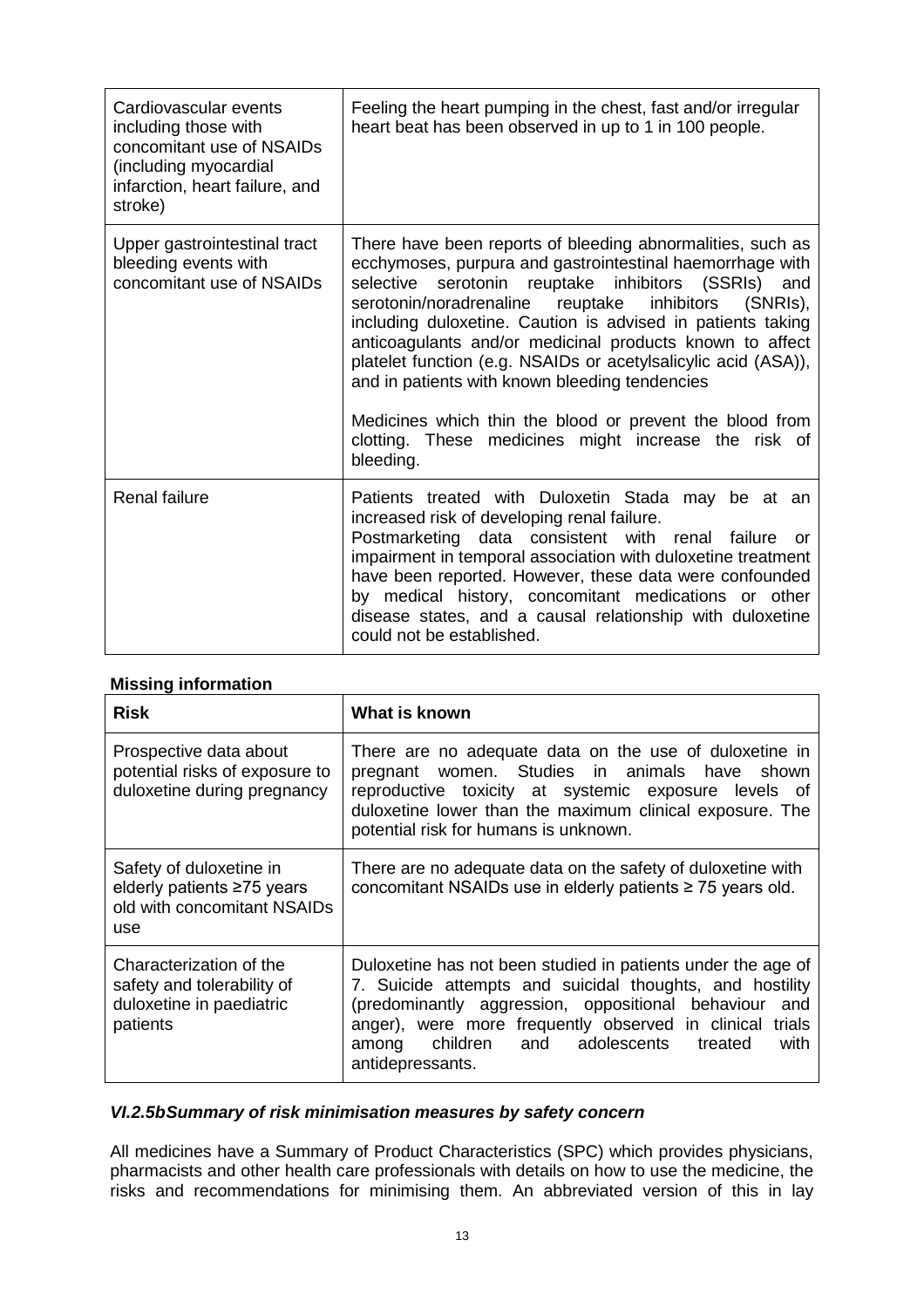| | |
|---|---|
| Cardiovascular events including those with concomitant use of NSAIDs (including myocardial infarction, heart failure, and stroke) | Feeling the heart pumping in the chest, fast and/or irregular heart beat has been observed in up to 1 in 100 people. |
| Upper gastrointestinal tract bleeding events with concomitant use of NSAIDs | There have been reports of bleeding abnormalities, such as ecchymoses, purpura and gastrointestinal haemorrhage with selective serotonin reuptake inhibitors (SSRIs) and serotonin/noradrenaline reuptake inhibitors (SNRIs), including duloxetine. Caution is advised in patients taking anticoagulants and/or medicinal products known to affect platelet function (e.g. NSAIDs or acetylsalicylic acid (ASA)), and in patients with known bleeding tendencies<br><br>Medicines which thin the blood or prevent the blood from clotting. These medicines might increase the risk of bleeding. |
| Renal failure | Patients treated with Duloxetin Stada may be at an increased risk of developing renal failure.<br>Postmarketing data consistent with renal failure or impairment in temporal association with duloxetine treatment have been reported. However, these data were confounded by medical history, concomitant medications or other disease states, and a causal relationship with duloxetine could not be established. |

**Missing information**

| Risk | What is known |
|---|---|
| Prospective data about potential risks of exposure to duloxetine during pregnancy | There are no adequate data on the use of duloxetine in pregnant women. Studies in animals have shown reproductive toxicity at systemic exposure levels of duloxetine lower than the maximum clinical exposure. The potential risk for humans is unknown. |
| Safety of duloxetine in elderly patients ≥75 years old with concomitant NSAIDs use | There are no adequate data on the safety of duloxetine with concomitant NSAIDs use in elderly patients ≥ 75 years old. |
| Characterization of the safety and tolerability of duloxetine in paediatric patients | Duloxetine has not been studied in patients under the age of 7. Suicide attempts and suicidal thoughts, and hostility (predominantly aggression, oppositional behaviour and anger), were more frequently observed in clinical trials among children and adolescents treated with antidepressants. |

### *VI.2.5bSummary of risk minimisation measures by safety concern*

All medicines have a Summary of Product Characteristics (SPC) which provides physicians, pharmacists and other health care professionals with details on how to use the medicine, the risks and recommendations for minimising them. An abbreviated version of this in lay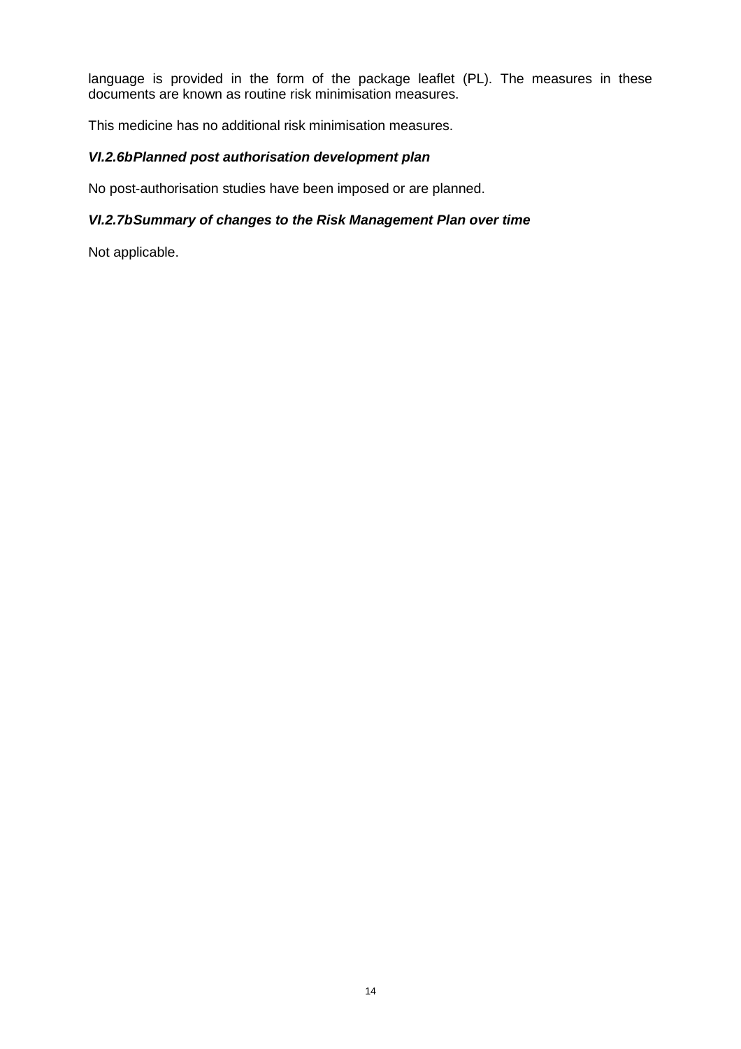language is provided in the form of the package leaflet (PL). The measures in these documents are known as routine risk minimisation measures.

This medicine has no additional risk minimisation measures.

#### *VI.2.6bPlanned post authorisation development plan*

No post-authorisation studies have been imposed or are planned.

#### *VI.2.7bSummary of changes to the Risk Management Plan over time*

Not applicable.